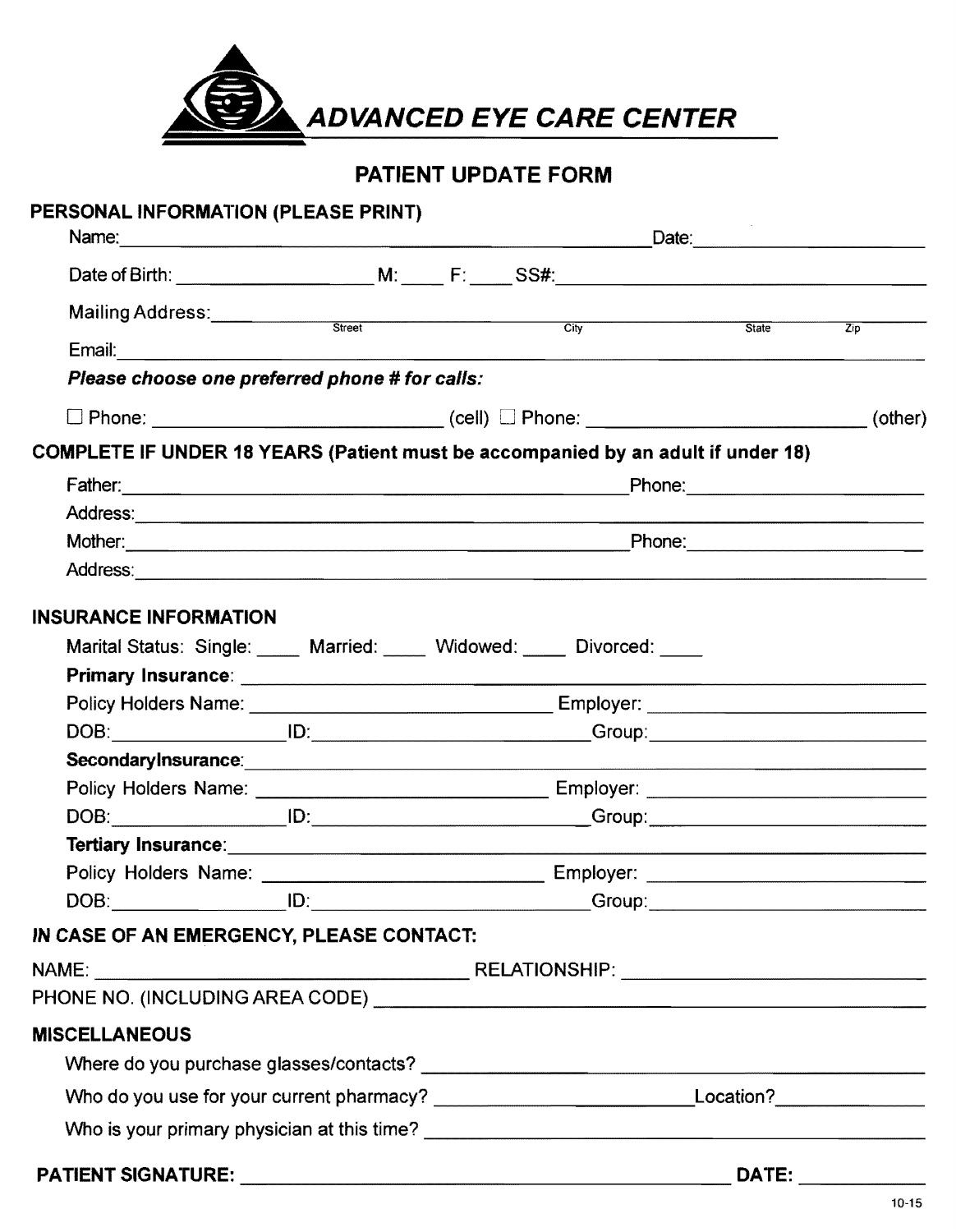# ADVANCED EYE CARE CENTER

## PATIENT UPDATE FORM

### PERSONAL INFORMATION (PLEASE PRINT)

Name: ______________________________ Date: ______________

Date of Birth: ______________ M: ____ F: ____ SS#: ______________________

Mailing Address: ______________________________________________
Street City State Zip

Email: ______________________________________________

***Please choose one preferred phone # for calls:***

☐ Phone: ______________________ (cell) ☐ Phone: ______________________ (other)

### COMPLETE IF UNDER 18 YEARS (Patient must be accompanied by an adult if under 18)

Father: ______________________________ Phone: ______________

Address: ______________________________________________

Mother: ______________________________ Phone: ______________

Address: ______________________________________________

### INSURANCE INFORMATION

Marital Status: Single: ____ Married: ____ Widowed: ____ Divorced: ____

**Primary Insurance**: ______________________________________________

Policy Holders Name: ______________________ Employer: ______________________

DOB: ______________ ID: ______________________ Group: ______________________

**SecondaryInsurance**: ______________________________________________

Policy Holders Name: ______________________ Employer: ______________________

DOB: ______________ ID: ______________________ Group: ______________________

**Tertiary Insurance**: ______________________________________________

Policy Holders Name: ______________________ Employer: ______________________

DOB: ______________ ID: ______________________ Group: ______________________

### *IN CASE OF AN EMERGENCY, PLEASE CONTACT:*

NAME: ______________________________ RELATIONSHIP: ______________________

PHONE NO. (INCLUDING AREA CODE) ______________________________________________

### MISCELLANEOUS

Where do you purchase glasses/contacts? ______________________________________________

Who do you use for your current pharmacy? ______________________ Location? ______________

Who is your primary physician at this time? ______________________________________________

**PATIENT SIGNATURE:** ______________________________ **DATE:** ______________

10-15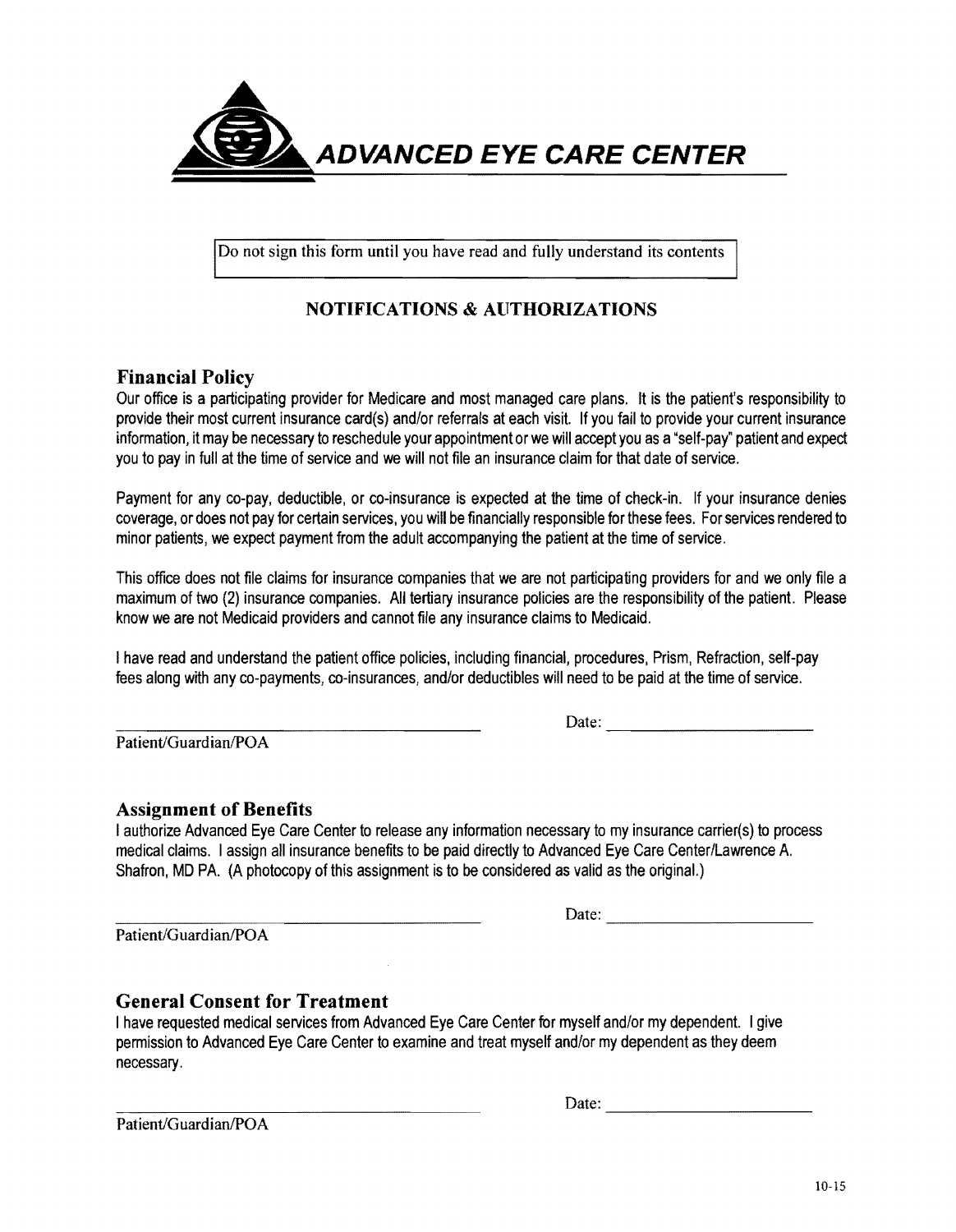# ADVANCED EYE CARE CENTER

Do not sign this form until you have read and fully understand its contents

## NOTIFICATIONS & AUTHORIZATIONS

### Financial Policy

Our office is a participating provider for Medicare and most managed care plans. It is the patient's responsibility to provide their most current insurance card(s) and/or referrals at each visit. If you fail to provide your current insurance information, it may be necessary to reschedule your appointment or we will accept you as a "self-pay" patient and expect you to pay in full at the time of service and we will not file an insurance claim for that date of service.

Payment for any co-pay, deductible, or co-insurance is expected at the time of check-in. If your insurance denies coverage, or does not pay for certain services, you will be financially responsible for these fees. For services rendered to minor patients, we expect payment from the adult accompanying the patient at the time of service.

This office does not file claims for insurance companies that we are not participating providers for and we only file a maximum of two (2) insurance companies. All tertiary insurance policies are the responsibility of the patient. Please know we are not Medicaid providers and cannot file any insurance claims to Medicaid.

I have read and understand the patient office policies, including financial, procedures, Prism, Refraction, self-pay fees along with any co-payments, co-insurances, and/or deductibles will need to be paid at the time of service.

_______________________________________ Date: ____________________

Patient/Guardian/POA

### Assignment of Benefits

I authorize Advanced Eye Care Center to release any information necessary to my insurance carrier(s) to process medical claims. I assign all insurance benefits to be paid directly to Advanced Eye Care Center/Lawrence A. Shafron, MD PA. (A photocopy of this assignment is to be considered as valid as the original.)

_______________________________________ Date: ____________________

Patient/Guardian/POA

### General Consent for Treatment

I have requested medical services from Advanced Eye Care Center for myself and/or my dependent. I give permission to Advanced Eye Care Center to examine and treat myself and/or my dependent as they deem necessary.

_______________________________________ Date: ____________________

Patient/Guardian/POA

10-15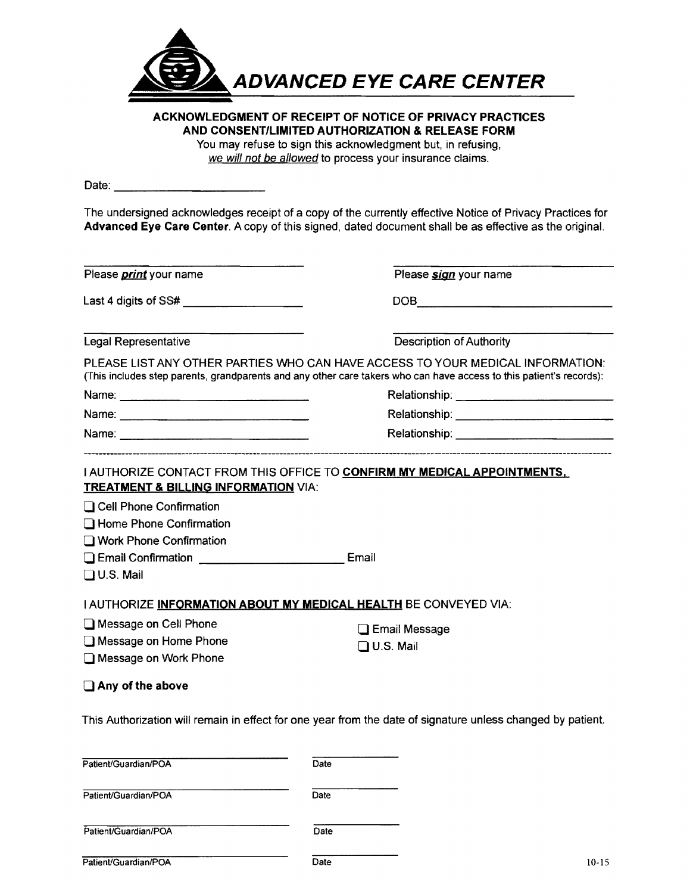# ADVANCED EYE CARE CENTER

**ACKNOWLEDGMENT OF RECEIPT OF NOTICE OF PRIVACY PRACTICES AND CONSENT/LIMITED AUTHORIZATION & RELEASE FORM**

You may refuse to sign this acknowledgment but, in refusing, *we will not be allowed* to process your insurance claims.

Date: ______________________

The undersigned acknowledges receipt of a copy of the currently effective Notice of Privacy Practices for **Advanced Eye Care Center**. A copy of this signed, dated document shall be as effective as the original.

______________________________ Please ***print*** your name

______________________________ Please ***sign*** your name

Last 4 digits of SS# ________________

DOB ____________________________

______________________________ Legal Representative

______________________________ Description of Authority

PLEASE LIST ANY OTHER PARTIES WHO CAN HAVE ACCESS TO YOUR MEDICAL INFORMATION:
(This includes step parents, grandparents and any other care takers who can have access to this patient's records):

Name: ____________________________ Relationship: ______________________

Name: ____________________________ Relationship: ______________________

Name: ____________________________ Relationship: ______________________

---

I AUTHORIZE CONTACT FROM THIS OFFICE TO **CONFIRM MY MEDICAL APPOINTMENTS, TREATMENT & BILLING INFORMATION** VIA:

- ☐ Cell Phone Confirmation
- ☐ Home Phone Confirmation
- ☐ Work Phone Confirmation
- ☐ Email Confirmation ____________________ Email
- ☐ U.S. Mail

I AUTHORIZE **INFORMATION ABOUT MY MEDICAL HEALTH** BE CONVEYED VIA:

- ☐ Message on Cell Phone
- ☐ Message on Home Phone
- ☐ Message on Work Phone
- ☐ Email Message
- ☐ U.S. Mail

**☐ Any of the above**

This Authorization will remain in effect for one year from the date of signature unless changed by patient.

______________________________ Patient/Guardian/POA ____________ Date

______________________________ Patient/Guardian/POA ____________ Date

______________________________ Patient/Guardian/POA ____________ Date

______________________________ Patient/Guardian/POA ____________ Date

10-15